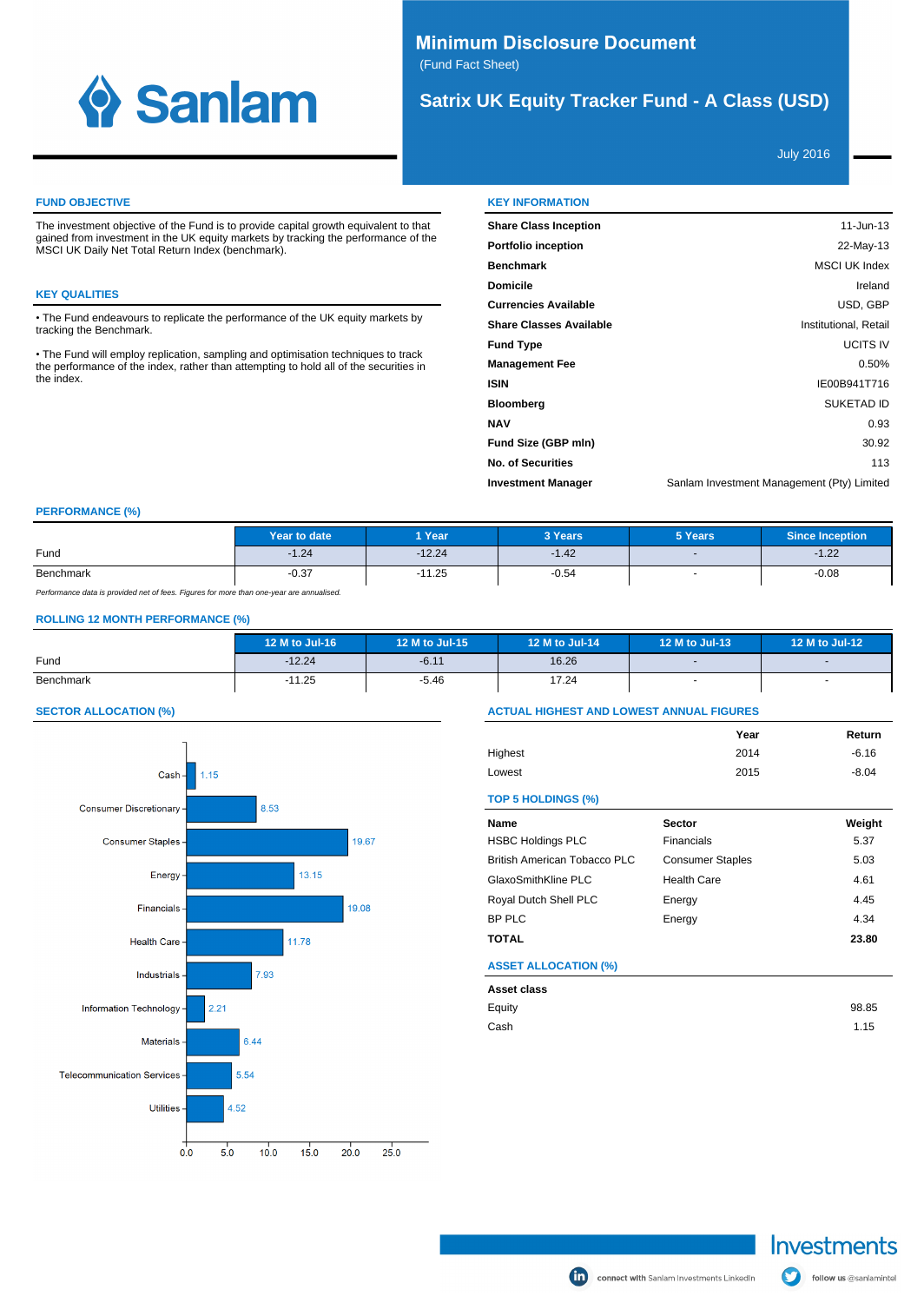Sanlam

# Minimum Disclosure Document

(Fund Fact Sheet)

## Satrix UK Equity Tracker Fund - A Class (USD)

July 2016

### FUND OBJECTIVE

The investment objective of the Fund is to provide capital growth equivalent to that gained from investment in the UK equity markets by tracking the performance of the MSCI UK Daily Net Total Return Index (benchmark).

### KEY QUALITIES

- The Fund endeavours to replicate the performance of the UK equity markets by tracking the Benchmark.
- The Fund will employ replication, sampling and optimisation techniques to track the performance of the index, rather than attempting to hold all of the securities in the index.

### KEY INFORMATION

| | |
|---|---|
| **Share Class Inception** | 11-Jun-13 |
| **Portfolio inception** | 22-May-13 |
| **Benchmark** | MSCI UK Index |
| **Domicile** | Ireland |
| **Currencies Available** | USD, GBP |
| **Share Classes Available** | Institutional, Retail |
| **Fund Type** | UCITS IV |
| **Management Fee** | 0.50% |
| **ISIN** | IE00B941T716 |
| **Bloomberg** | SUKETAD ID |
| **NAV** | 0.93 |
| **Fund Size (GBP mln)** | 30.92 |
| **No. of Securities** | 113 |
| **Investment Manager** | Sanlam Investment Management (Pty) Limited |

### PERFORMANCE (%)

| | Year to date | 1 Year | 3 Years | 5 Years | Since Inception |
|---|---|---|---|---|---|
| Fund | -1.24 | -12.24 | -1.42 | - | -1.22 |
| Benchmark | -0.37 | -11.25 | -0.54 | - | -0.08 |

*Performance data is provided net of fees. Figures for more than one-year are annualised.*

### ROLLING 12 MONTH PERFORMANCE (%)

| | 12 M to Jul-16 | 12 M to Jul-15 | 12 M to Jul-14 | 12 M to Jul-13 | 12 M to Jul-12 |
|---|---|---|---|---|---|
| Fund | -12.24 | -6.11 | 16.26 | - | - |
| Benchmark | -11.25 | -5.46 | 17.24 | - | - |

### SECTOR ALLOCATION (%)

| Sector | % |
|---|---|
| Cash | 1.15 |
| Consumer Discretionary | 8.53 |
| Consumer Staples | 19.67 |
| Energy | 13.15 |
| Financials | 19.08 |
| Health Care | 11.78 |
| Industrials | 7.93 |
| Information Technology | 2.21 |
| Materials | 6.44 |
| Telecommunication Services | 5.54 |
| Utilities | 4.52 |

### ACTUAL HIGHEST AND LOWEST ANNUAL FIGURES

| | Year | Return |
|---|---|---|
| Highest | 2014 | -6.16 |
| Lowest | 2015 | -8.04 |

### TOP 5 HOLDINGS (%)

| Name | Sector | Weight |
|---|---|---|
| HSBC Holdings PLC | Financials | 5.37 |
| British American Tobacco PLC | Consumer Staples | 5.03 |
| GlaxoSmithKline PLC | Health Care | 4.61 |
| Royal Dutch Shell PLC | Energy | 4.45 |
| BP PLC | Energy | 4.34 |
| **TOTAL** | | **23.80** |

### ASSET ALLOCATION (%)

| Asset class | |
|---|---|
| Equity | 98.85 |
| Cash | 1.15 |

Investments

connect with Sanlam Investments LinkedIn    follow us @sanlamintel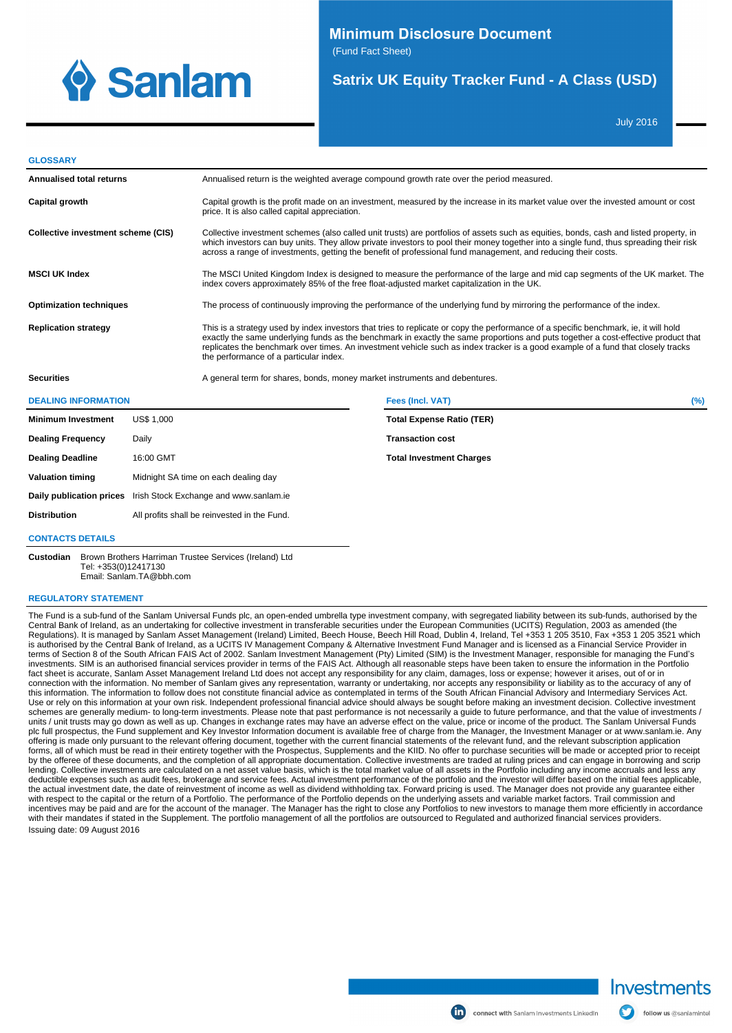# Minimum Disclosure Document

(Fund Fact Sheet)

## Satrix UK Equity Tracker Fund - A Class (USD)

July 2016

### GLOSSARY

| | |
|---|---|
| **Annualised total returns** | Annualised return is the weighted average compound growth rate over the period measured. |
| **Capital growth** | Capital growth is the profit made on an investment, measured by the increase in its market value over the invested amount or cost price. It is also called capital appreciation. |
| **Collective investment scheme (CIS)** | Collective investment schemes (also called unit trusts) are portfolios of assets such as equities, bonds, cash and listed property, in which investors can buy units. They allow private investors to pool their money together into a single fund, thus spreading their risk across a range of investments, getting the benefit of professional fund management, and reducing their costs. |
| **MSCI UK Index** | The MSCI United Kingdom Index is designed to measure the performance of the large and mid cap segments of the UK market. The index covers approximately 85% of the free float-adjusted market capitalization in the UK. |
| **Optimization techniques** | The process of continuously improving the performance of the underlying fund by mirroring the performance of the index. |
| **Replication strategy** | This is a strategy used by index investors that tries to replicate or copy the performance of a specific benchmark, ie, it will hold exactly the same underlying funds as the benchmark in exactly the same proportions and puts together a cost-effective product that replicates the benchmark over times. An investment vehicle such as index tracker is a good example of a fund that closely tracks the performance of a particular index. |
| **Securities** | A general term for shares, bonds, money market instruments and debentures. |

### DEALING INFORMATION

| | |
|---|---|
| **Minimum Investment** | US$ 1,000 |
| **Dealing Frequency** | Daily |
| **Dealing Deadline** | 16:00 GMT |
| **Valuation timing** | Midnight SA time on each dealing day |
| **Daily publication prices** | Irish Stock Exchange and www.sanlam.ie |
| **Distribution** | All profits shall be reinvested in the Fund. |

### Fees (Incl. VAT)

| Fees (Incl. VAT) | (%) |
|---|---|
| **Total Expense Ratio (TER)** | |
| **Transaction cost** | |
| **Total Investment Charges** | |

### CONTACTS DETAILS

**Custodian** Brown Brothers Harriman Trustee Services (Ireland) Ltd
Tel: +353(0)12417130
Email: Sanlam.TA@bbh.com

### REGULATORY STATEMENT

The Fund is a sub-fund of the Sanlam Universal Funds plc, an open-ended umbrella type investment company, with segregated liability between its sub-funds, authorised by the Central Bank of Ireland, as an undertaking for collective investment in transferable securities under the European Communities (UCITS) Regulation, 2003 as amended (the Regulations). It is managed by Sanlam Asset Management (Ireland) Limited, Beech House, Beech Hill Road, Dublin 4, Ireland, Tel +353 1 205 3510, Fax +353 1 205 3521 which is authorised by the Central Bank of Ireland, as a UCITS IV Management Company & Alternative Investment Fund Manager and is licensed as a Financial Service Provider in terms of Section 8 of the South African FAIS Act of 2002. Sanlam Investment Management (Pty) Limited (SIM) is the Investment Manager, responsible for managing the Fund's investments. SIM is an authorised financial services provider in terms of the FAIS Act. Although all reasonable steps have been taken to ensure the information in the Portfolio fact sheet is accurate, Sanlam Asset Management Ireland Ltd does not accept any responsibility for any claim, damages, loss or expense; however it arises, out of or in connection with the information. No member of Sanlam gives any representation, warranty or undertaking, nor accepts any responsibility or liability as to the accuracy of any of this information. The information to follow does not constitute financial advice as contemplated in terms of the South African Financial Advisory and Intermediary Services Act. Use or rely on this information at your own risk. Independent professional financial advice should always be sought before making an investment decision. Collective investment schemes are generally medium- to long-term investments. Please note that past performance is not necessarily a guide to future performance, and that the value of investments / units / unit trusts may go down as well as up. Changes in exchange rates may have an adverse effect on the value, price or income of the product. The Sanlam Universal Funds plc full prospectus, the Fund supplement and Key Investor Information document is available free of charge from the Manager, the Investment Manager or at www.sanlam.ie. Any offering is made only pursuant to the relevant offering document, together with the current financial statements of the relevant fund, and the relevant subscription application forms, all of which must be read in their entirety together with the Prospectus, Supplements and the KIID. No offer to purchase securities will be made or accepted prior to receipt by the offeree of these documents, and the completion of all appropriate documentation. Collective investments are traded at ruling prices and can engage in borrowing and scrip lending. Collective investments are calculated on a net asset value basis, which is the total market value of all assets in the Portfolio including any income accruals and less any deductible expenses such as audit fees, brokerage and service fees. Actual investment performance of the portfolio and the investor will differ based on the initial fees applicable, the actual investment date, the date of reinvestment of income as well as dividend withholding tax. Forward pricing is used. The Manager does not provide any guarantee either with respect to the capital or the return of a Portfolio. The performance of the Portfolio depends on the underlying assets and variable market factors. Trail commission and incentives may be paid and are for the account of the manager. The Manager has the right to close any Portfolios to new investors to manage them more efficiently in accordance with their mandates if stated in the Supplement. The portfolio management of all the portfolios are outsourced to Regulated and authorized financial services providers.

Issuing date: 09 August 2016

Investments

connect with Sanlam Investments LinkedIn

follow us @sanlamintel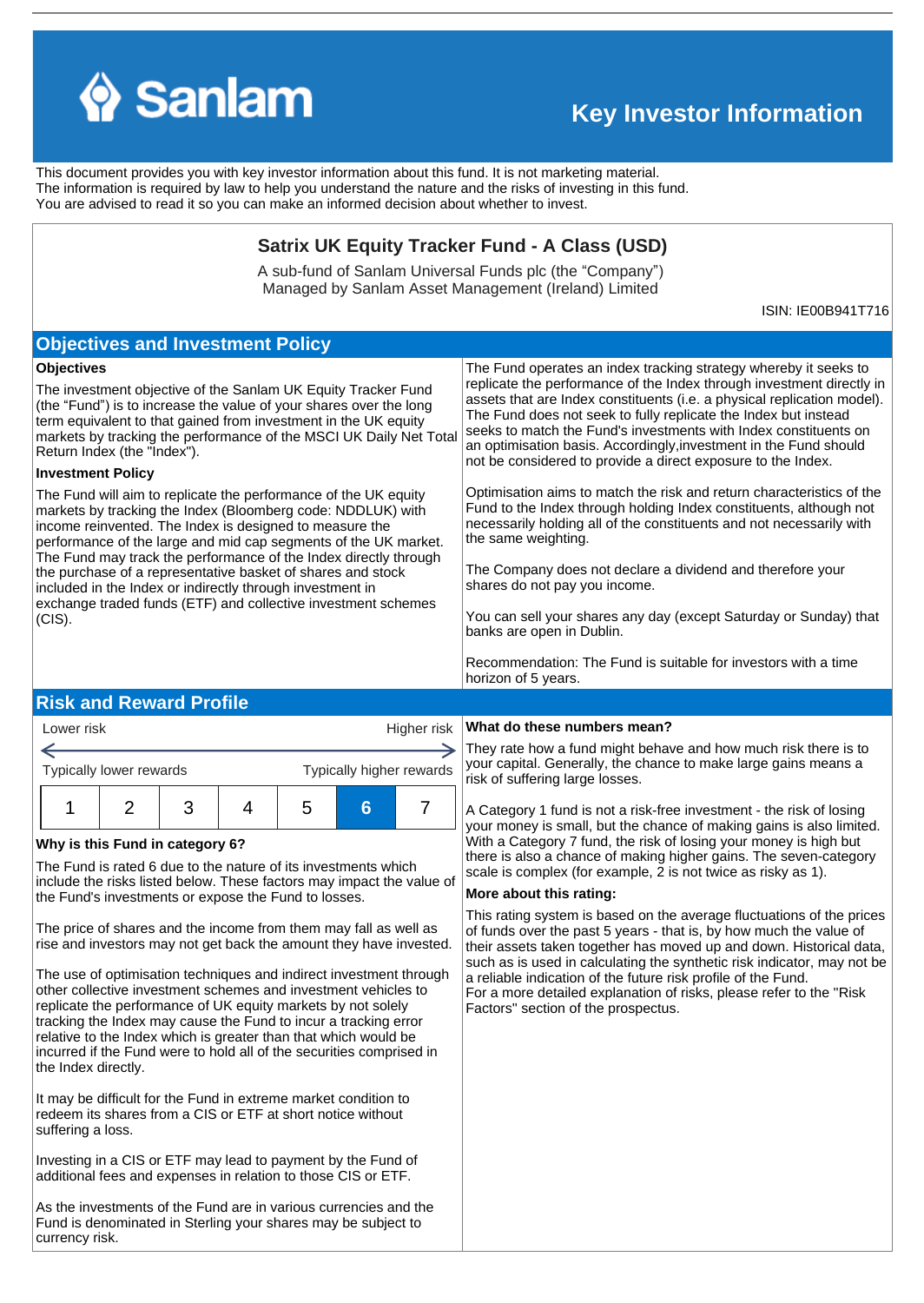Sanlam

# Key Investor Information

This document provides you with key investor information about this fund. It is not marketing material. The information is required by law to help you understand the nature and the risks of investing in this fund. You are advised to read it so you can make an informed decision about whether to invest.

## Satrix UK Equity Tracker Fund - A Class (USD)

A sub-fund of Sanlam Universal Funds plc (the "Company")
Managed by Sanlam Asset Management (Ireland) Limited

ISIN: IE00B941T716

## Objectives and Investment Policy

**Objectives**

The investment objective of the Sanlam UK Equity Tracker Fund (the "Fund") is to increase the value of your shares over the long term equivalent to that gained from investment in the UK equity markets by tracking the performance of the MSCI UK Daily Net Total Return Index (the "Index").

**Investment Policy**

The Fund will aim to replicate the performance of the UK equity markets by tracking the Index (Bloomberg code: NDDLUK) with income reinvested. The Index is designed to measure the performance of the large and mid cap segments of the UK market. The Fund may track the performance of the Index directly through the purchase of a representative basket of shares and stock included in the Index or indirectly through investment in exchange traded funds (ETF) and collective investment schemes (CIS).

The Fund operates an index tracking strategy whereby it seeks to replicate the performance of the Index through investment directly in assets that are Index constituents (i.e. a physical replication model). The Fund does not seek to fully replicate the Index but instead seeks to match the Fund's investments with Index constituents on an optimisation basis. Accordingly,investment in the Fund should not be considered to provide a direct exposure to the Index.

Optimisation aims to match the risk and return characteristics of the Fund to the Index through holding Index constituents, although not necessarily holding all of the constituents and not necessarily with the same weighting.

The Company does not declare a dividend and therefore your shares do not pay you income.

You can sell your shares any day (except Saturday or Sunday) that banks are open in Dublin.

Recommendation: The Fund is suitable for investors with a time horizon of 5 years.

## Risk and Reward Profile

Lower risk — Higher risk

Typically lower rewards — Typically higher rewards

| 1 | 2 | 3 | 4 | 5 | **6** | 7 |
|---|---|---|---|---|---|---|

**Why is this Fund in category 6?**

The Fund is rated 6 due to the nature of its investments which include the risks listed below. These factors may impact the value of the Fund's investments or expose the Fund to losses.

The price of shares and the income from them may fall as well as rise and investors may not get back the amount they have invested.

The use of optimisation techniques and indirect investment through other collective investment schemes and investment vehicles to replicate the performance of UK equity markets by not solely tracking the Index may cause the Fund to incur a tracking error relative to the Index which is greater than that which would be incurred if the Fund were to hold all of the securities comprised in the Index directly.

It may be difficult for the Fund in extreme market condition to redeem its shares from a CIS or ETF at short notice without suffering a loss.

Investing in a CIS or ETF may lead to payment by the Fund of additional fees and expenses in relation to those CIS or ETF.

As the investments of the Fund are in various currencies and the Fund is denominated in Sterling your shares may be subject to currency risk.

**What do these numbers mean?**

They rate how a fund might behave and how much risk there is to your capital. Generally, the chance to make large gains means a risk of suffering large losses.

A Category 1 fund is not a risk-free investment - the risk of losing your money is small, but the chance of making gains is also limited. With a Category 7 fund, the risk of losing your money is high but there is also a chance of making higher gains. The seven-category scale is complex (for example, 2 is not twice as risky as 1).

**More about this rating:**

This rating system is based on the average fluctuations of the prices of funds over the past 5 years - that is, by how much the value of their assets taken together has moved up and down. Historical data, such as is used in calculating the synthetic risk indicator, may not be a reliable indication of the future risk profile of the Fund.
For a more detailed explanation of risks, please refer to the "Risk Factors" section of the prospectus.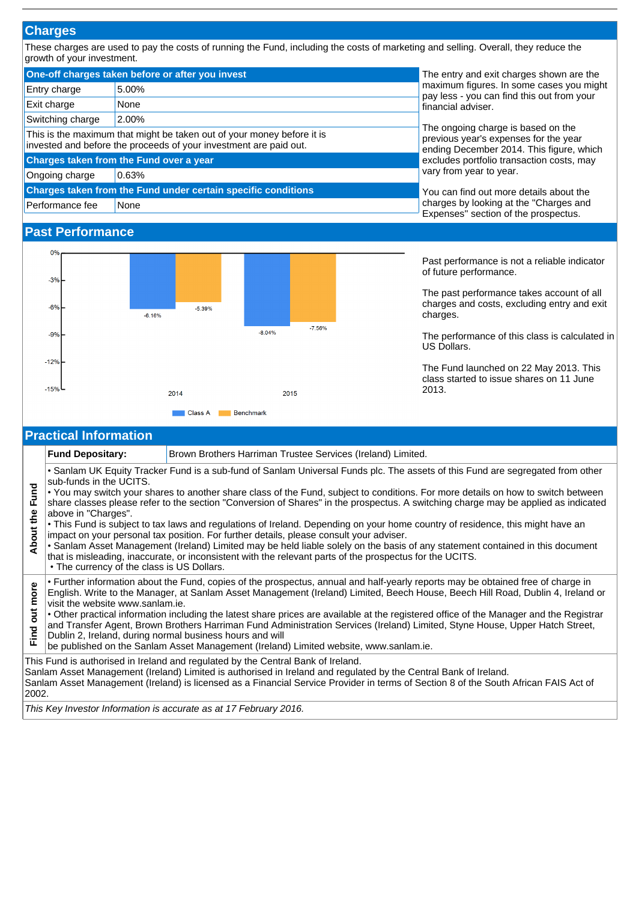## Charges

These charges are used to pay the costs of running the Fund, including the costs of marketing and selling. Overall, they reduce the growth of your investment.

| One-off charges taken before or after you invest | |
|---|---|
| Entry charge | 5.00% |
| Exit charge | None |
| Switching charge | 2.00% |
| This is the maximum that might be taken out of your money before it is invested and before the proceeds of your investment are paid out. | |
| **Charges taken from the Fund over a year** | |
| Ongoing charge | 0.63% |
| **Charges taken from the Fund under certain specific conditions** | |
| Performance fee | None |

The entry and exit charges shown are the maximum figures. In some cases you might pay less - you can find this out from your financial adviser.

The ongoing charge is based on the previous year's expenses for the year ending December 2014. This figure, which excludes portfolio transaction costs, may vary from year to year.

You can find out more details about the charges by looking at the "Charges and Expenses" section of the prospectus.

## Past Performance

0%
-3%
-6%
-9%
-12%
-15%

-6.16%
-5.39%
-8.04%
-7.56%

2014
2015

Class A
Benchmark

Past performance is not a reliable indicator of future performance.

The past performance takes account of all charges and costs, excluding entry and exit charges.

The performance of this class is calculated in US Dollars.

The Fund launched on 22 May 2013. This class started to issue shares on 11 June 2013.

## Practical Information

| | | |
|---|---|---|
| **About the Fund** | **Fund Depositary:** | Brown Brothers Harriman Trustee Services (Ireland) Limited. |
| | • Sanlam UK Equity Tracker Fund is a sub-fund of Sanlam Universal Funds plc. The assets of this Fund are segregated from other sub-funds in the UCITS.<br>• You may switch your shares to another share class of the Fund, subject to conditions. For more details on how to switch between share classes please refer to the section "Conversion of Shares" in the prospectus. A switching charge may be applied as indicated above in "Charges".<br>• This Fund is subject to tax laws and regulations of Ireland. Depending on your home country of residence, this might have an impact on your personal tax position. For further details, please consult your adviser.<br>• Sanlam Asset Management (Ireland) Limited may be held liable solely on the basis of any statement contained in this document that is misleading, inaccurate, or inconsistent with the relevant parts of the prospectus for the UCITS.<br>• The currency of the class is US Dollars. | |
| **Find out more** | • Further information about the Fund, copies of the prospectus, annual and half-yearly reports may be obtained free of charge in English. Write to the Manager, at Sanlam Asset Management (Ireland) Limited, Beech House, Beech Hill Road, Dublin 4, Ireland or visit the website www.sanlam.ie.<br>• Other practical information including the latest share prices are available at the registered office of the Manager and the Registrar and Transfer Agent, Brown Brothers Harriman Fund Administration Services (Ireland) Limited, Styne House, Upper Hatch Street, Dublin 2, Ireland, during normal business hours and will be published on the Sanlam Asset Management (Ireland) Limited website, www.sanlam.ie. | |

This Fund is authorised in Ireland and regulated by the Central Bank of Ireland.
Sanlam Asset Management (Ireland) Limited is authorised in Ireland and regulated by the Central Bank of Ireland.
Sanlam Asset Management (Ireland) is licensed as a Financial Service Provider in terms of Section 8 of the South African FAIS Act of 2002.

*This Key Investor Information is accurate as at 17 February 2016.*